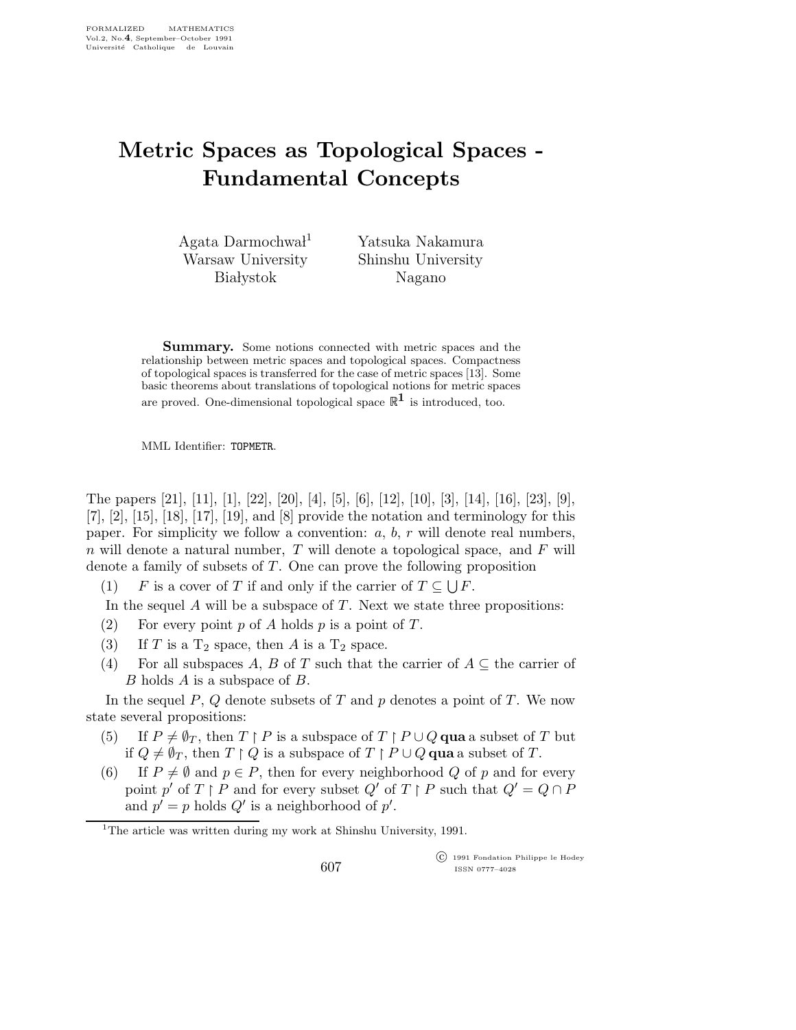# Metric Spaces as Topological Spaces - Fundamental Concepts

Agata Darmochwał[1]
Warsaw University
Białystok

Yatsuka Nakamura
Shinshu University
Nagano

**Summary.** Some notions connected with metric spaces and the relationship between metric spaces and topological spaces. Compactness of topological spaces is transferred for the case of metric spaces [13]. Some basic theorems about translations of topological notions for metric spaces are proved. One-dimensional topological space $\mathbb{R}^1$ is introduced, too.

MML Identifier: TOPMETR.

The papers [21], [11], [1], [22], [20], [4], [5], [6], [12], [10], [3], [14], [16], [23], [9], [7], [2], [15], [18], [17], [19], and [8] provide the notation and terminology for this paper. For simplicity we follow a convention: $a$, $b$, $r$ will denote real numbers, $n$ will denote a natural number, $T$ will denote a topological space, and $F$ will denote a family of subsets of $T$. One can prove the following proposition

(1) $F$ is a cover of $T$ if and only if the carrier of $T \subseteq \bigcup F$.

In the sequel $A$ will be a subspace of $T$. Next we state three propositions:

(2) For every point $p$ of $A$ holds $p$ is a point of $T$.

(3) If $T$ is a $T_2$ space, then $A$ is a $T_2$ space.

(4) For all subspaces $A$, $B$ of $T$ such that the carrier of $A \subseteq$ the carrier of $B$ holds $A$ is a subspace of $B$.

In the sequel $P$, $Q$ denote subsets of $T$ and $p$ denotes a point of $T$. We now state several propositions:

(5) If $P \neq \emptyset_T$, then $T \upharpoonright P$ is a subspace of $T \upharpoonright P \cup Q$ **qua** a subset of $T$ but if $Q \neq \emptyset_T$, then $T \upharpoonright Q$ is a subspace of $T \upharpoonright P \cup Q$ **qua** a subset of $T$.

(6) If $P \neq \emptyset$ and $p \in P$, then for every neighborhood $Q$ of $p$ and for every point $p'$ of $T \upharpoonright P$ and for every subset $Q'$ of $T \upharpoonright P$ such that $Q' = Q \cap P$ and $p' = p$ holds $Q'$ is a neighborhood of $p'$.

[1] The article was written during my work at Shinshu University, 1991.

© 1991 Fondation Philippe le Hodey
ISSN 0777–4028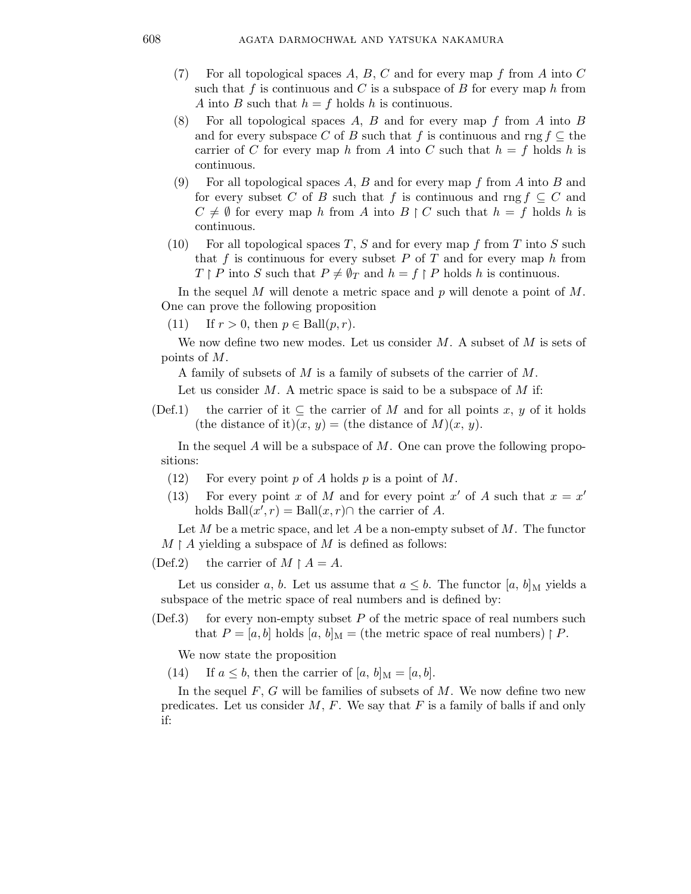(7) For all topological spaces $A$, $B$, $C$ and for every map $f$ from $A$ into $C$ such that $f$ is continuous and $C$ is a subspace of $B$ for every map $h$ from $A$ into $B$ such that $h = f$ holds $h$ is continuous.

(8) For all topological spaces $A$, $B$ and for every map $f$ from $A$ into $B$ and for every subspace $C$ of $B$ such that $f$ is continuous and $\operatorname{rng} f \subseteq$ the carrier of $C$ for every map $h$ from $A$ into $C$ such that $h = f$ holds $h$ is continuous.

(9) For all topological spaces $A$, $B$ and for every map $f$ from $A$ into $B$ and for every subset $C$ of $B$ such that $f$ is continuous and $\operatorname{rng} f \subseteq C$ and $C \neq \emptyset$ for every map $h$ from $A$ into $B \restriction C$ such that $h = f$ holds $h$ is continuous.

(10) For all topological spaces $T$, $S$ and for every map $f$ from $T$ into $S$ such that $f$ is continuous for every subset $P$ of $T$ and for every map $h$ from $T \restriction P$ into $S$ such that $P \neq \emptyset_T$ and $h = f \restriction P$ holds $h$ is continuous.

In the sequel $M$ will denote a metric space and $p$ will denote a point of $M$. One can prove the following proposition

(11) If $r > 0$, then $p \in \operatorname{Ball}(p, r)$.

We now define two new modes. Let us consider $M$. A subset of $M$ is sets of points of $M$.

A family of subsets of $M$ is a family of subsets of the carrier of $M$.

Let us consider $M$. A metric space is said to be a subspace of $M$ if:

(Def.1) the carrier of it $\subseteq$ the carrier of $M$ and for all points $x$, $y$ of it holds (the distance of it)$(x, y)$ = (the distance of $M$)$(x, y)$.

In the sequel $A$ will be a subspace of $M$. One can prove the following propositions:

(12) For every point $p$ of $A$ holds $p$ is a point of $M$.

(13) For every point $x$ of $M$ and for every point $x'$ of $A$ such that $x = x'$ holds $\operatorname{Ball}(x', r) = \operatorname{Ball}(x, r) \cap$ the carrier of $A$.

Let $M$ be a metric space, and let $A$ be a non-empty subset of $M$. The functor $M \restriction A$ yielding a subspace of $M$ is defined as follows:

(Def.2) the carrier of $M \restriction A = A$.

Let us consider $a$, $b$. Let us assume that $a \leq b$. The functor $[a, b]_{\mathrm{M}}$ yields a subspace of the metric space of real numbers and is defined by:

(Def.3) for every non-empty subset $P$ of the metric space of real numbers such that $P = [a, b]$ holds $[a, b]_{\mathrm{M}}$ = (the metric space of real numbers) $\restriction P$.

We now state the proposition

(14) If $a \leq b$, then the carrier of $[a, b]_{\mathrm{M}} = [a, b]$.

In the sequel $F$, $G$ will be families of subsets of $M$. We now define two new predicates. Let us consider $M$, $F$. We say that $F$ is a family of balls if and only if: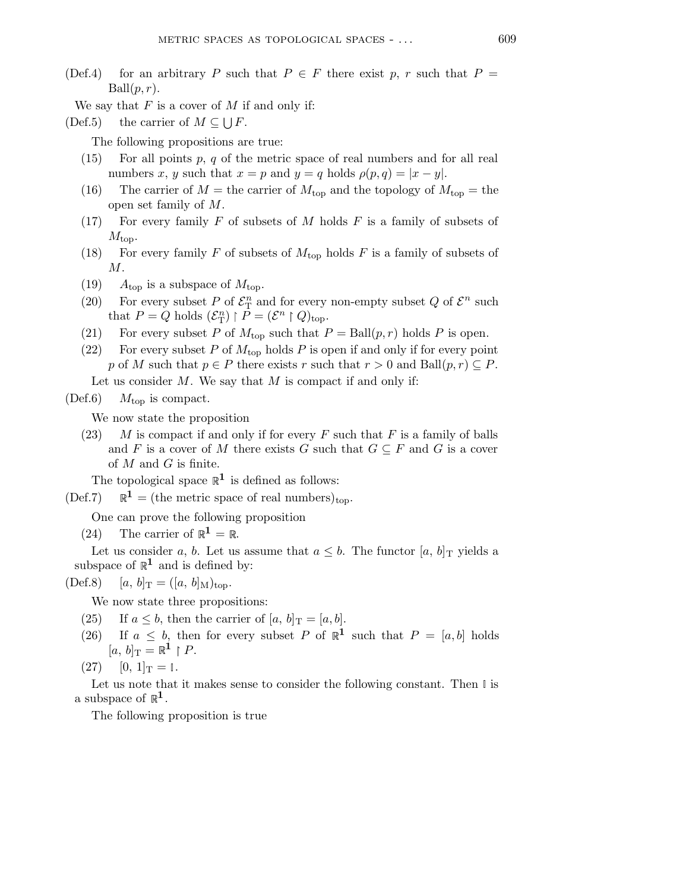(Def.4) for an arbitrary $P$ such that $P \in F$ there exist $p$, $r$ such that $P = \mathrm{Ball}(p, r)$.

We say that $F$ is a cover of $M$ if and only if:

(Def.5) the carrier of $M \subseteq \bigcup F$.

The following propositions are true:

(15) For all points $p$, $q$ of the metric space of real numbers and for all real numbers $x$, $y$ such that $x = p$ and $y = q$ holds $\rho(p, q) = |x - y|$.

(16) The carrier of $M$ = the carrier of $M_{\mathrm{top}}$ and the topology of $M_{\mathrm{top}}$ = the open set family of $M$.

(17) For every family $F$ of subsets of $M$ holds $F$ is a family of subsets of $M_{\mathrm{top}}$.

(18) For every family $F$ of subsets of $M_{\mathrm{top}}$ holds $F$ is a family of subsets of $M$.

(19) $A_{\mathrm{top}}$ is a subspace of $M_{\mathrm{top}}$.

(20) For every subset $P$ of $\mathcal{E}^n_{\mathrm{T}}$ and for every non-empty subset $Q$ of $\mathcal{E}^n$ such that $P = Q$ holds $(\mathcal{E}^n_{\mathrm{T}}) \restriction P = (\mathcal{E}^n \restriction Q)_{\mathrm{top}}$.

(21) For every subset $P$ of $M_{\mathrm{top}}$ such that $P = \mathrm{Ball}(p, r)$ holds $P$ is open.

(22) For every subset $P$ of $M_{\mathrm{top}}$ holds $P$ is open if and only if for every point $p$ of $M$ such that $p \in P$ there exists $r$ such that $r > 0$ and $\mathrm{Ball}(p, r) \subseteq P$.

Let us consider $M$. We say that $M$ is compact if and only if:

(Def.6) $M_{\mathrm{top}}$ is compact.

We now state the proposition

(23) $M$ is compact if and only if for every $F$ such that $F$ is a family of balls and $F$ is a cover of $M$ there exists $G$ such that $G \subseteq F$ and $G$ is a cover of $M$ and $G$ is finite.

The topological space $\mathbb{R}^{\mathbf{1}}$ is defined as follows:

(Def.7) $\mathbb{R}^{\mathbf{1}}$ = (the metric space of real numbers)$_{\mathrm{top}}$.

One can prove the following proposition

(24) The carrier of $\mathbb{R}^{\mathbf{1}} = \mathbb{R}$.

Let us consider $a$, $b$. Let us assume that $a \leq b$. The functor $[a, b]_{\mathrm{T}}$ yields a subspace of $\mathbb{R}^{\mathbf{1}}$ and is defined by:

(Def.8) $[a, b]_{\mathrm{T}} = ([a, b]_{\mathrm{M}})_{\mathrm{top}}$.

We now state three propositions:

(25) If $a \leq b$, then the carrier of $[a, b]_{\mathrm{T}} = [a, b]$.

(26) If $a \leq b$, then for every subset $P$ of $\mathbb{R}^{\mathbf{1}}$ such that $P = [a, b]$ holds $[a, b]_{\mathrm{T}} = \mathbb{R}^{\mathbf{1}} \restriction P$.

(27) $[0, 1]_{\mathrm{T}} = \mathbb{I}$.

Let us note that it makes sense to consider the following constant. Then $\mathbb{I}$ is a subspace of $\mathbb{R}^{\mathbf{1}}$.

The following proposition is true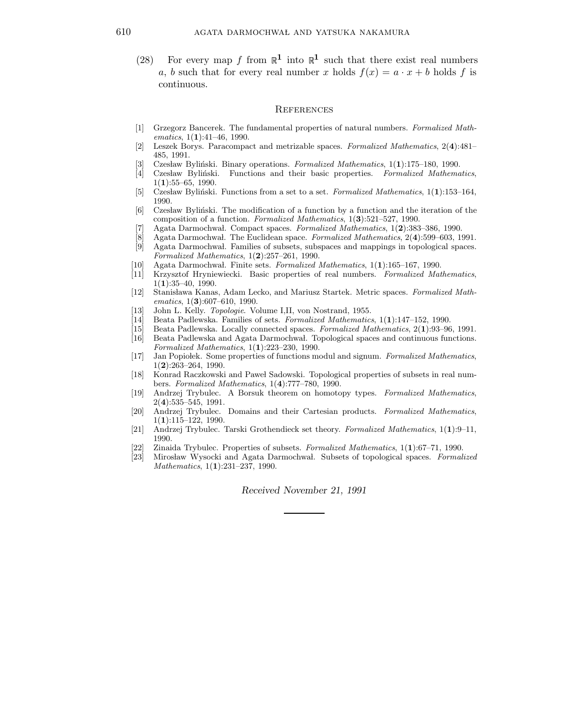(28) For every map $f$ from $\mathbb{R}^{\mathbf{1}}$ into $\mathbb{R}^{\mathbf{1}}$ such that there exist real numbers $a$, $b$ such that for every real number $x$ holds $f(x) = a \cdot x + b$ holds $f$ is continuous.

## References

[1] Grzegorz Bancerek. The fundamental properties of natural numbers. *Formalized Mathematics*, 1(**1**):41–46, 1990.

[2] Leszek Borys. Paracompact and metrizable spaces. *Formalized Mathematics*, 2(**4**):481–485, 1991.

[3] Czesław Byliński. Binary operations. *Formalized Mathematics*, 1(**1**):175–180, 1990.

[4] Czesław Byliński. Functions and their basic properties. *Formalized Mathematics*, 1(**1**):55–65, 1990.

[5] Czesław Byliński. Functions from a set to a set. *Formalized Mathematics*, 1(**1**):153–164, 1990.

[6] Czesław Byliński. The modification of a function by a function and the iteration of the composition of a function. *Formalized Mathematics*, 1(**3**):521–527, 1990.

[7] Agata Darmochwał. Compact spaces. *Formalized Mathematics*, 1(**2**):383–386, 1990.

[8] Agata Darmochwał. The Euclidean space. *Formalized Mathematics*, 2(**4**):599–603, 1991.

[9] Agata Darmochwał. Families of subsets, subspaces and mappings in topological spaces. *Formalized Mathematics*, 1(**2**):257–261, 1990.

[10] Agata Darmochwał. Finite sets. *Formalized Mathematics*, 1(**1**):165–167, 1990.

[11] Krzysztof Hryniewiecki. Basic properties of real numbers. *Formalized Mathematics*, 1(**1**):35–40, 1990.

[12] Stanisława Kanas, Adam Lecko, and Mariusz Startek. Metric spaces. *Formalized Mathematics*, 1(**3**):607–610, 1990.

[13] John L. Kelly. *Topologie*. Volume I,II, von Nostrand, 1955.

[14] Beata Padlewska. Families of sets. *Formalized Mathematics*, 1(**1**):147–152, 1990.

[15] Beata Padlewska. Locally connected spaces. *Formalized Mathematics*, 2(**1**):93–96, 1991.

[16] Beata Padlewska and Agata Darmochwał. Topological spaces and continuous functions. *Formalized Mathematics*, 1(**1**):223–230, 1990.

[17] Jan Popiołek. Some properties of functions modul and signum. *Formalized Mathematics*, 1(**2**):263–264, 1990.

[18] Konrad Raczkowski and Paweł Sadowski. Topological properties of subsets in real numbers. *Formalized Mathematics*, 1(**4**):777–780, 1990.

[19] Andrzej Trybulec. A Borsuk theorem on homotopy types. *Formalized Mathematics*, 2(**4**):535–545, 1991.

[20] Andrzej Trybulec. Domains and their Cartesian products. *Formalized Mathematics*, 1(**1**):115–122, 1990.

[21] Andrzej Trybulec. Tarski Grothendieck set theory. *Formalized Mathematics*, 1(**1**):9–11, 1990.

[22] Zinaida Trybulec. Properties of subsets. *Formalized Mathematics*, 1(**1**):67–71, 1990.

[23] Mirosław Wysocki and Agata Darmochwał. Subsets of topological spaces. *Formalized Mathematics*, 1(**1**):231–237, 1990.

*Received November 21, 1991*